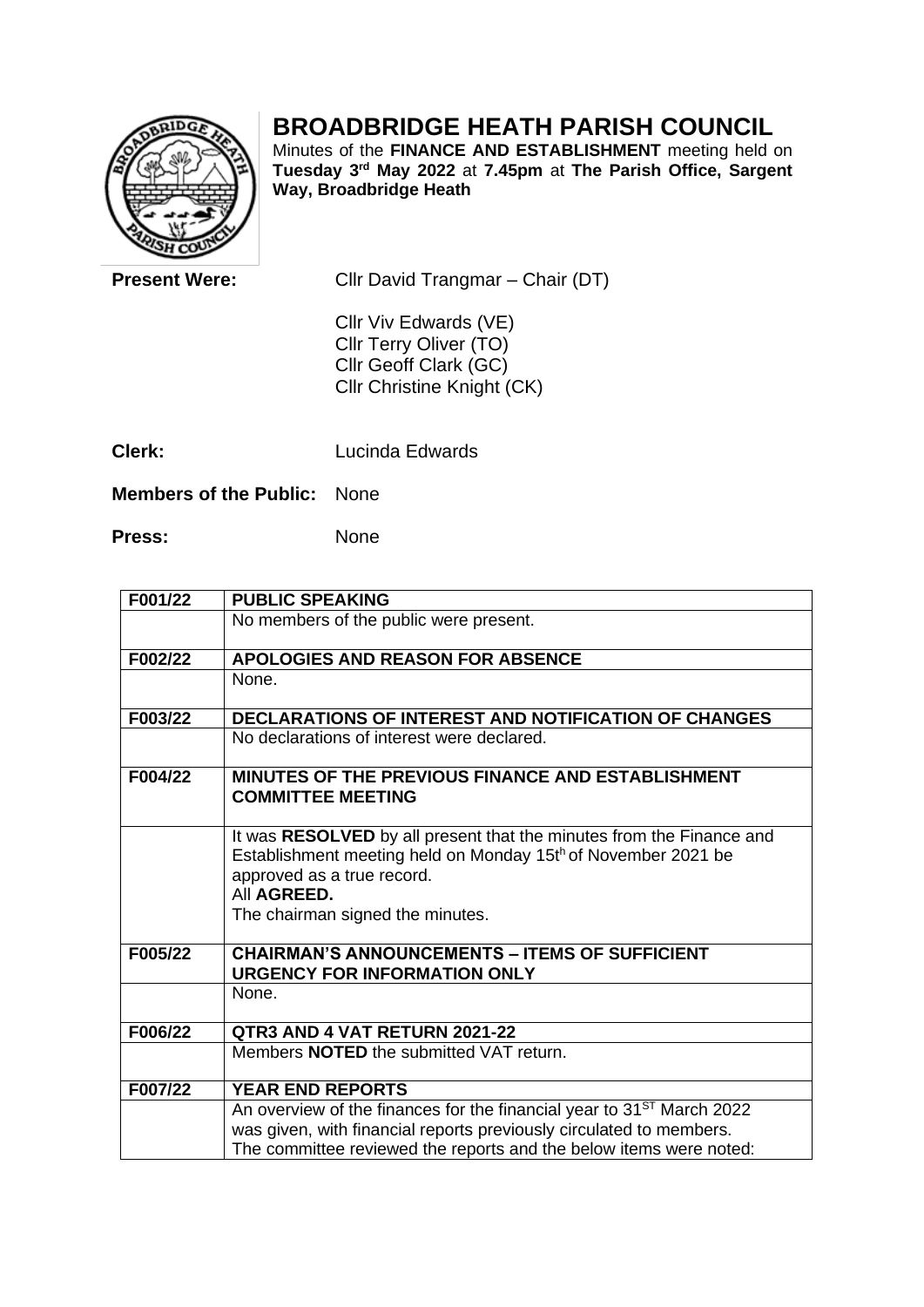# BROADBRIDGE HEATH PARISH COUNCIL

Minutes of the **FINANCE AND ESTABLISHMENT** meeting held on **Tuesday 3rd May 2022** at **7.45pm** at **The Parish Office, Sargent Way, Broadbridge Heath**

**Present Were:** Cllr David Trangmar – Chair (DT)

Cllr Viv Edwards (VE)
Cllr Terry Oliver (TO)
Cllr Geoff Clark (GC)
Cllr Christine Knight (CK)

**Clerk:** Lucinda Edwards

**Members of the Public:** None

**Press:** None

| | |
|---|---|
| **F001/22** | **PUBLIC SPEAKING** |
| | No members of the public were present. |
| **F002/22** | **APOLOGIES AND REASON FOR ABSENCE** |
| | None. |
| **F003/22** | **DECLARATIONS OF INTEREST AND NOTIFICATION OF CHANGES** |
| | No declarations of interest were declared. |
| **F004/22** | **MINUTES OF THE PREVIOUS FINANCE AND ESTABLISHMENT COMMITTEE MEETING** |
| | It was **RESOLVED** by all present that the minutes from the Finance and Establishment meeting held on Monday 15th of November 2021 be approved as a true record.<br>All **AGREED.**<br>The chairman signed the minutes. |
| **F005/22** | **CHAIRMAN'S ANNOUNCEMENTS – ITEMS OF SUFFICIENT URGENCY FOR INFORMATION ONLY** |
| | None. |
| **F006/22** | **QTR3 AND 4 VAT RETURN 2021-22** |
| | Members **NOTED** the submitted VAT return. |
| **F007/22** | **YEAR END REPORTS** |
| | An overview of the finances for the financial year to 31ST March 2022 was given, with financial reports previously circulated to members.<br>The committee reviewed the reports and the below items were noted: |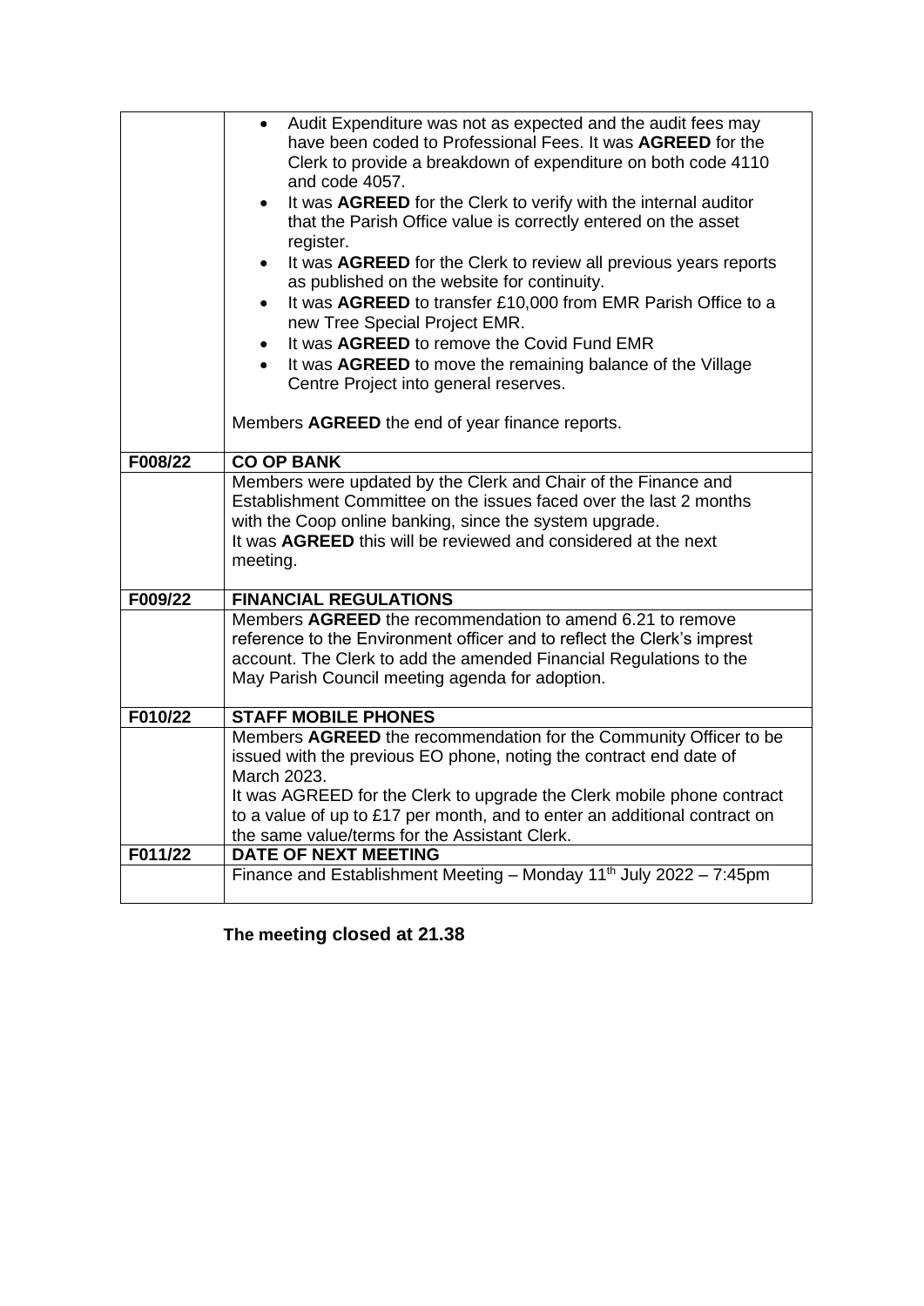| | |
|---|---|
| | • Audit Expenditure was not as expected and the audit fees may have been coded to Professional Fees. It was **AGREED** for the Clerk to provide a breakdown of expenditure on both code 4110 and code 4057.<br>• It was **AGREED** for the Clerk to verify with the internal auditor that the Parish Office value is correctly entered on the asset register.<br>• It was **AGREED** for the Clerk to review all previous years reports as published on the website for continuity.<br>• It was **AGREED** to transfer £10,000 from EMR Parish Office to a new Tree Special Project EMR.<br>• It was **AGREED** to remove the Covid Fund EMR<br>• It was **AGREED** to move the remaining balance of the Village Centre Project into general reserves.<br><br>Members **AGREED** the end of year finance reports. |
| **F008/22** | **CO OP BANK** |
| | Members were updated by the Clerk and Chair of the Finance and Establishment Committee on the issues faced over the last 2 months with the Coop online banking, since the system upgrade.<br>It was **AGREED** this will be reviewed and considered at the next meeting. |
| **F009/22** | **FINANCIAL REGULATIONS** |
| | Members **AGREED** the recommendation to amend 6.21 to remove reference to the Environment officer and to reflect the Clerk's imprest account. The Clerk to add the amended Financial Regulations to the May Parish Council meeting agenda for adoption. |
| **F010/22** | **STAFF MOBILE PHONES** |
| | Members **AGREED** the recommendation for the Community Officer to be issued with the previous EO phone, noting the contract end date of March 2023.<br>It was AGREED for the Clerk to upgrade the Clerk mobile phone contract to a value of up to £17 per month, and to enter an additional contract on the same value/terms for the Assistant Clerk. |
| **F011/22** | **DATE OF NEXT MEETING** |
| | Finance and Establishment Meeting – Monday 11th July 2022 – 7:45pm |

**The meeting closed at 21.38**